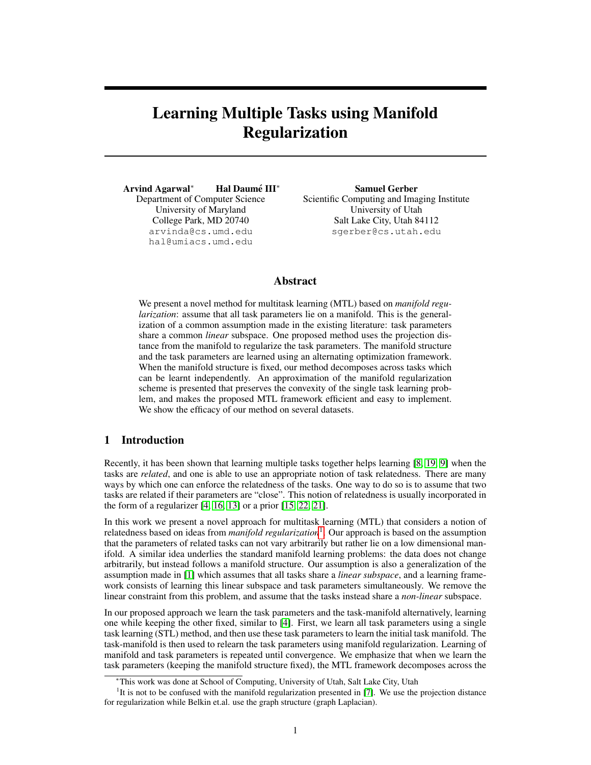# Learning Multiple Tasks using Manifold Regularization

**Arvind Agarwal*** **Hal Daumé III***
Department of Computer Science
University of Maryland
College Park, MD 20740
arvinda@cs.umd.edu
hal@umiacs.umd.edu

**Samuel Gerber**
Scientific Computing and Imaging Institute
University of Utah
Salt Lake City, Utah 84112
sgerber@cs.utah.edu

## Abstract

We present a novel method for multitask learning (MTL) based on *manifold regularization*: assume that all task parameters lie on a manifold. This is the generalization of a common assumption made in the existing literature: task parameters share a common *linear* subspace. One proposed method uses the projection distance from the manifold to regularize the task parameters. The manifold structure and the task parameters are learned using an alternating optimization framework. When the manifold structure is fixed, our method decomposes across tasks which can be learnt independently. An approximation of the manifold regularization scheme is presented that preserves the convexity of the single task learning problem, and makes the proposed MTL framework efficient and easy to implement. We show the efficacy of our method on several datasets.

## 1 Introduction

Recently, it has been shown that learning multiple tasks together helps learning [8, 19, 9] when the tasks are *related*, and one is able to use an appropriate notion of task relatedness. There are many ways by which one can enforce the relatedness of the tasks. One way to do so is to assume that two tasks are related if their parameters are "close". This notion of relatedness is usually incorporated in the form of a regularizer [4, 16, 13] or a prior [15, 22, 21].

In this work we present a novel approach for multitask learning (MTL) that considers a notion of relatedness based on ideas from *manifold regularization*[1]. Our approach is based on the assumption that the parameters of related tasks can not vary arbitrarily but rather lie on a low dimensional manifold. A similar idea underlies the standard manifold learning problems: the data does not change arbitrarily, but instead follows a manifold structure. Our assumption is also a generalization of the assumption made in [1] which assumes that all tasks share a *linear subspace*, and a learning framework consists of learning this linear subspace and task parameters simultaneously. We remove the linear constraint from this problem, and assume that the tasks instead share a *non-linear* subspace.

In our proposed approach we learn the task parameters and the task-manifold alternatively, learning one while keeping the other fixed, similar to [4]. First, we learn all task parameters using a single task learning (STL) method, and then use these task parameters to learn the initial task manifold. The task-manifold is then used to relearn the task parameters using manifold regularization. Learning of manifold and task parameters is repeated until convergence. We emphasize that when we learn the task parameters (keeping the manifold structure fixed), the MTL framework decomposes across the

*This work was done at School of Computing, University of Utah, Salt Lake City, Utah

[1]It is not to be confused with the manifold regularization presented in [7]. We use the projection distance for regularization while Belkin et.al. use the graph structure (graph Laplacian).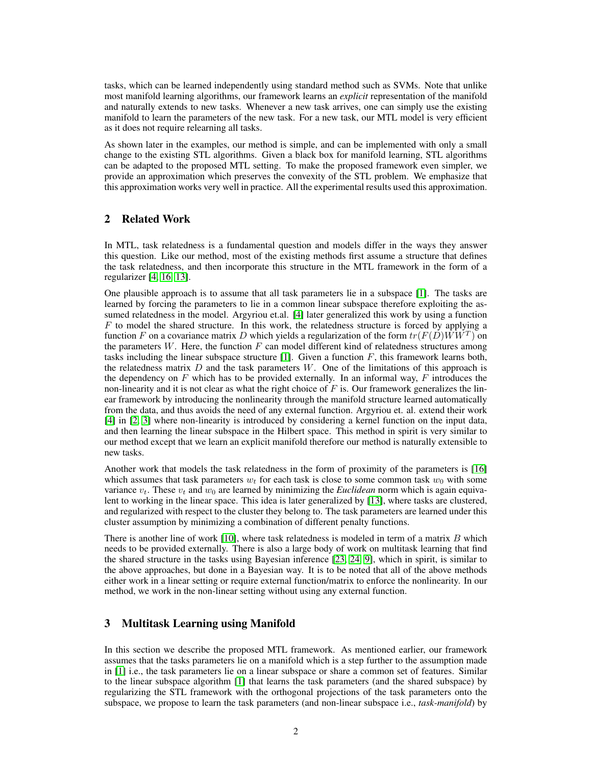tasks, which can be learned independently using standard method such as SVMs. Note that unlike most manifold learning algorithms, our framework learns an *explicit* representation of the manifold and naturally extends to new tasks. Whenever a new task arrives, one can simply use the existing manifold to learn the parameters of the new task. For a new task, our MTL model is very efficient as it does not require relearning all tasks.

As shown later in the examples, our method is simple, and can be implemented with only a small change to the existing STL algorithms. Given a black box for manifold learning, STL algorithms can be adapted to the proposed MTL setting. To make the proposed framework even simpler, we provide an approximation which preserves the convexity of the STL problem. We emphasize that this approximation works very well in practice. All the experimental results used this approximation.

## 2 Related Work

In MTL, task relatedness is a fundamental question and models differ in the ways they answer this question. Like our method, most of the existing methods first assume a structure that defines the task relatedness, and then incorporate this structure in the MTL framework in the form of a regularizer [4, 16, 13].

One plausible approach is to assume that all task parameters lie in a subspace [1]. The tasks are learned by forcing the parameters to lie in a common linear subspace therefore exploiting the assumed relatedness in the model. Argyriou et.al. [4] later generalized this work by using a function $F$ to model the shared structure. In this work, the relatedness structure is forced by applying a function $F$ on a covariance matrix $D$ which yields a regularization of the form $tr(F(D)WW^T)$ on the parameters $W$. Here, the function $F$ can model different kind of relatedness structures among tasks including the linear subspace structure [1]. Given a function $F$, this framework learns both, the relatedness matrix $D$ and the task parameters $W$. One of the limitations of this approach is the dependency on $F$ which has to be provided externally. In an informal way, $F$ introduces the non-linearity and it is not clear as what the right choice of $F$ is. Our framework generalizes the linear framework by introducing the nonlinearity through the manifold structure learned automatically from the data, and thus avoids the need of any external function. Argyriou et. al. extend their work [4] in [2, 3] where non-linearity is introduced by considering a kernel function on the input data, and then learning the linear subspace in the Hilbert space. This method in spirit is very similar to our method except that we learn an explicit manifold therefore our method is naturally extensible to new tasks.

Another work that models the task relatedness in the form of proximity of the parameters is [16] which assumes that task parameters $w_t$ for each task is close to some common task $w_0$ with some variance $v_t$. These $v_t$ and $w_0$ are learned by minimizing the *Euclidean* norm which is again equivalent to working in the linear space. This idea is later generalized by [13], where tasks are clustered, and regularized with respect to the cluster they belong to. The task parameters are learned under this cluster assumption by minimizing a combination of different penalty functions.

There is another line of work [10], where task relatedness is modeled in term of a matrix $B$ which needs to be provided externally. There is also a large body of work on multitask learning that find the shared structure in the tasks using Bayesian inference [23, 24, 9], which in spirit, is similar to the above approaches, but done in a Bayesian way. It is to be noted that all of the above methods either work in a linear setting or require external function/matrix to enforce the nonlinearity. In our method, we work in the non-linear setting without using any external function.

## 3 Multitask Learning using Manifold

In this section we describe the proposed MTL framework. As mentioned earlier, our framework assumes that the tasks parameters lie on a manifold which is a step further to the assumption made in [1] i.e., the task parameters lie on a linear subspace or share a common set of features. Similar to the linear subspace algorithm [1] that learns the task parameters (and the shared subspace) by regularizing the STL framework with the orthogonal projections of the task parameters onto the subspace, we propose to learn the task parameters (and non-linear subspace i.e., *task-manifold*) by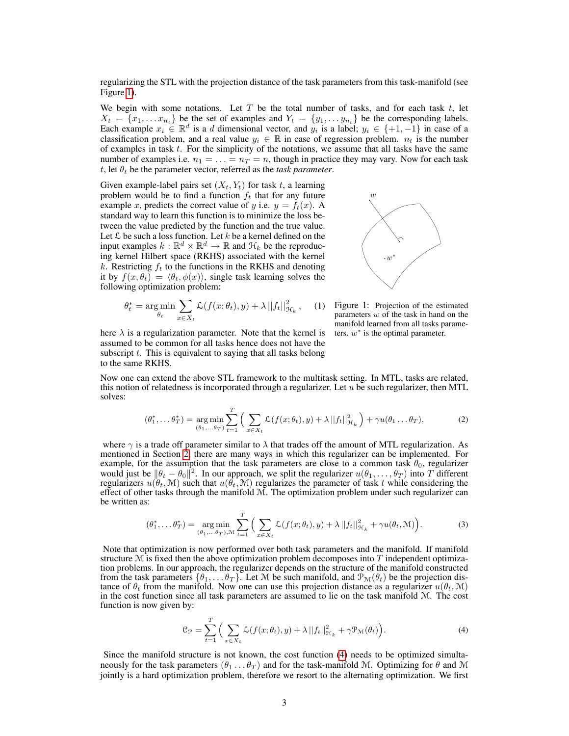regularizing the STL with the projection distance of the task parameters from this task-manifold (see Figure 1).

We begin with some notations. Let $T$ be the total number of tasks, and for each task $t$, let $X_t = \{x_1, \ldots x_{n_t}\}$ be the set of examples and $Y_t = \{y_1, \ldots y_{n_t}\}$ be the corresponding labels. Each example $x_i \in \mathbb{R}^d$ is a $d$ dimensional vector, and $y_i$ is a label; $y_i \in \{+1, -1\}$ in case of a classification problem, and a real value $y_i \in \mathbb{R}$ in case of regression problem. $n_t$ is the number of examples in task $t$. For the simplicity of the notations, we assume that all tasks have the same number of examples i.e. $n_1 = \ldots = n_T = n$, though in practice they may vary. Now for each task $t$, let $\theta_t$ be the parameter vector, referred as the *task parameter*.

Given example-label pairs set $(X_t, Y_t)$ for task $t$, a learning problem would be to find a function $f_t$ that for any future example $x$, predicts the correct value of $y$ i.e. $y = f_t(x)$. A standard way to learn this function is to minimize the loss between the value predicted by the function and the true value. Let $\mathcal{L}$ be such a loss function. Let $k$ be a kernel defined on the input examples $k : \mathbb{R}^d \times \mathbb{R}^d \to \mathbb{R}$ and $\mathcal{H}_k$ be the reproducing kernel Hilbert space (RKHS) associated with the kernel $k$. Restricting $f_t$ to the functions in the RKHS and denoting it by $f(x, \theta_t) = \langle \theta_t, \phi(x) \rangle$, single task learning solves the following optimization problem:

$$\theta_t^* = \arg\min_{\theta_t} \sum_{x \in X_t} \mathcal{L}(f(x; \theta_t), y) + \lambda \, ||f_t||^2_{\mathcal{H}_k}, \tag{1}$$

here $\lambda$ is a regularization parameter. Note that the kernel is assumed to be common for all tasks hence does not have the subscript $t$. This is equivalent to saying that all tasks belong to the same RKHS.

Figure 1: Projection of the estimated parameters $w$ of the task in hand on the manifold learned from all tasks parameters. $w^*$ is the optimal parameter.

Now one can extend the above STL framework to the multitask setting. In MTL, tasks are related, this notion of relatedness is incorporated through a regularizer. Let $u$ be such regularizer, then MTL solves:

$$(\theta_1^*, \ldots \theta_T^*) = \underset{(\theta_1, \ldots \theta_T)}{\arg\min} \sum_{t=1}^{T} \Big( \sum_{x \in X_t} \mathcal{L}(f(x; \theta_t), y) + \lambda \, ||f_t||^2_{\mathcal{H}_k} \Big) + \gamma u(\theta_1 \ldots \theta_T), \tag{2}$$

where $\gamma$ is a trade off parameter similar to $\lambda$ that trades off the amount of MTL regularization. As mentioned in Section 2, there are many ways in which this regularizer can be implemented. For example, for the assumption that the task parameters are close to a common task $\theta_0$, regularizer would just be $\|\theta_t - \theta_0\|^2$. In our approach, we split the regularizer $u(\theta_1, \ldots, \theta_T)$ into $T$ different regularizers $u(\theta_t, \mathcal{M})$ such that $u(\theta_t, \mathcal{M})$ regularizes the parameter of task $t$ while considering the effect of other tasks through the manifold $\mathcal{M}$. The optimization problem under such regularizer can be written as:

$$(\theta_1^*, \ldots \theta_T^*) = \underset{(\theta_1, \ldots \theta_T), \mathcal{M}}{\arg\min} \sum_{t=1}^{T} \Big( \sum_{x \in X_t} \mathcal{L}(f(x; \theta_t), y) + \lambda \, ||f_t||^2_{\mathcal{H}_k} + \gamma u(\theta_t, \mathcal{M}) \Big). \tag{3}$$

Note that optimization is now performed over both task parameters and the manifold. If manifold structure $\mathcal{M}$ is fixed then the above optimization problem decomposes into $T$ independent optimization problems. In our approach, the regularizer depends on the structure of the manifold constructed from the task parameters $\{\theta_1, \ldots \theta_T\}$. Let $\mathcal{M}$ be such manifold, and $\mathcal{P}_{\mathcal{M}}(\theta_t)$ be the projection distance of $\theta_t$ from the manifold. Now one can use this projection distance as a regularizer $u(\theta_t, \mathcal{M})$ in the cost function since all task parameters are assumed to lie on the task manifold $\mathcal{M}$. The cost function is now given by:

$$\mathcal{C}_{\mathcal{P}} = \sum_{t=1}^{T} \Big( \sum_{x \in X_t} \mathcal{L}(f(x; \theta_t), y) + \lambda \, ||f_t||^2_{\mathcal{H}_k} + \gamma \mathcal{P}_{\mathcal{M}}(\theta_t) \Big). \tag{4}$$

Since the manifold structure is not known, the cost function (4) needs to be optimized simultaneously for the task parameters $(\theta_1 \ldots \theta_T)$ and for the task-manifold $\mathcal{M}$. Optimizing for $\theta$ and $\mathcal{M}$ jointly is a hard optimization problem, therefore we resort to the alternating optimization. We first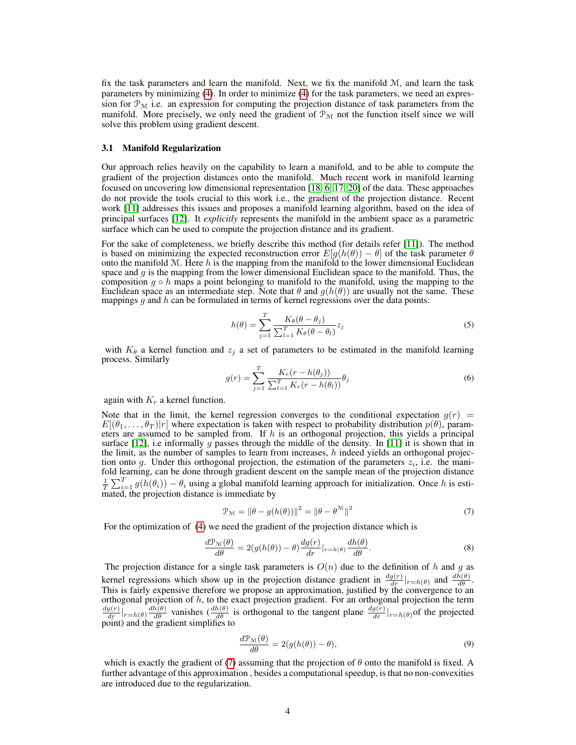fix the task parameters and learn the manifold. Next, we fix the manifold $\mathcal{M}$, and learn the task parameters by minimizing (4). In order to minimize (4) for the task parameters, we need an expression for $\mathcal{P}_{\mathcal{M}}$ i.e. an expression for computing the projection distance of task parameters from the manifold. More precisely, we only need the gradient of $\mathcal{P}_{\mathcal{M}}$ not the function itself since we will solve this problem using gradient descent.

### 3.1 Manifold Regularization

Our approach relies heavily on the capability to learn a manifold, and to be able to compute the gradient of the projection distances onto the manifold. Much recent work in manifold learning focused on uncovering low dimensional representation [18, 6, 17, 20] of the data. These approaches do not provide the tools crucial to this work i.e., the gradient of the projection distance. Recent work [11] addresses this issues and proposes a manifold learning algorithm, based on the idea of principal surfaces [12]. It *explicitly* represents the manifold in the ambient space as a parametric surface which can be used to compute the projection distance and its gradient.

For the sake of completeness, we briefly describe this method (for details refer [11]). The method is based on minimizing the expected reconstruction error $E[g(h(\theta)) - \theta]$ of the task parameter $\theta$ onto the manifold $\mathcal{M}$. Here $h$ is the mapping from the manifold to the lower dimensional Euclidean space and $g$ is the mapping from the lower dimensional Euclidean space to the manifold. Thus, the composition $g \circ h$ maps a point belonging to manifold to the manifold, using the mapping to the Euclidean space as an intermediate step. Note that $\theta$ and $g(h(\theta))$ are usually not the same. These mappings $g$ and $h$ can be formulated in terms of kernel regressions over the data points:

$$h(\theta) = \sum_{j=1}^{T} \frac{K_\theta(\theta - \theta_j)}{\sum_{l=1}^{T} K_\theta(\theta - \theta_l)} z_j \tag{5}$$

with $K_\theta$ a kernel function and $z_j$ a set of parameters to be estimated in the manifold learning process. Similarly

$$g(r) = \sum_{j=1}^{T} \frac{K_r(r - h(\theta_j))}{\sum_{l=1}^{T} K_r(r - h(\theta_l))} \theta_j \tag{6}$$

again with $K_r$ a kernel function.

Note that in the limit, the kernel regression converges to the conditional expectation $g(r) = E[(\theta_1, \ldots, \theta_T)|r]$ where expectation is taken with respect to probability distribution $p(\theta)$, parameters are assumed to be sampled from. If $h$ is an orthogonal projection, this yields a principal surface [12], i.e informally $g$ passes through the middle of the density. In [11] it is shown that in the limit, as the number of samples to learn from increases, $h$ indeed yields an orthogonal projection onto $g$. Under this orthogonal projection, the estimation of the parameters $z_i$, i.e. the manifold learning, can be done through gradient descent on the sample mean of the projection distance $\frac{1}{T}\sum_{i=1}^{T} g(h(\theta_i)) - \theta_i$ using a global manifold learning approach for initialization. Once $h$ is estimated, the projection distance is immediate by

$$\mathcal{P}_{\mathcal{M}} = \|\theta - g(h(\theta))\|^2 = \|\theta - \theta^{\mathcal{M}}\|^2 \tag{7}$$

For the optimization of (4) we need the gradient of the projection distance which is

$$\frac{d\mathcal{P}_{\mathcal{M}}(\theta)}{d\theta} = 2(g(h(\theta)) - \theta)\frac{dg(r)}{dr}\Big|_{r=h(\theta)}\frac{dh(\theta)}{d\theta}. \tag{8}$$

The projection distance for a single task parameters is $O(n)$ due to the definition of $h$ and $g$ as kernel regressions which show up in the projection distance gradient in $\frac{dg(r)}{dr}|_{r=h(\theta)}$ and $\frac{dh(\theta)}{d\theta}$. This is fairly expensive therefore we propose an approximation, justified by the convergence to an orthogonal projection of $h$, to the exact projection gradient. For an orthogonal projection the term $\frac{dg(r)}{dr}|_{r=h(\theta)}\frac{dh(\theta)}{d\theta}$ vanishes ($\frac{dh(\theta)}{d\theta}$ is orthogonal to the tangent plane $\frac{dg(r)}{dr}|_{r=h(\theta)}$of the projected point) and the gradient simplifies to

$$\frac{d\mathcal{P}_{\mathcal{M}}(\theta)}{d\theta} = 2(g(h(\theta)) - \theta), \tag{9}$$

which is exactly the gradient of (7) assuming that the projection of $\theta$ onto the manifold is fixed. A further advantage of this approximation , besides a computational speedup, is that no non-convexities are introduced due to the regularization.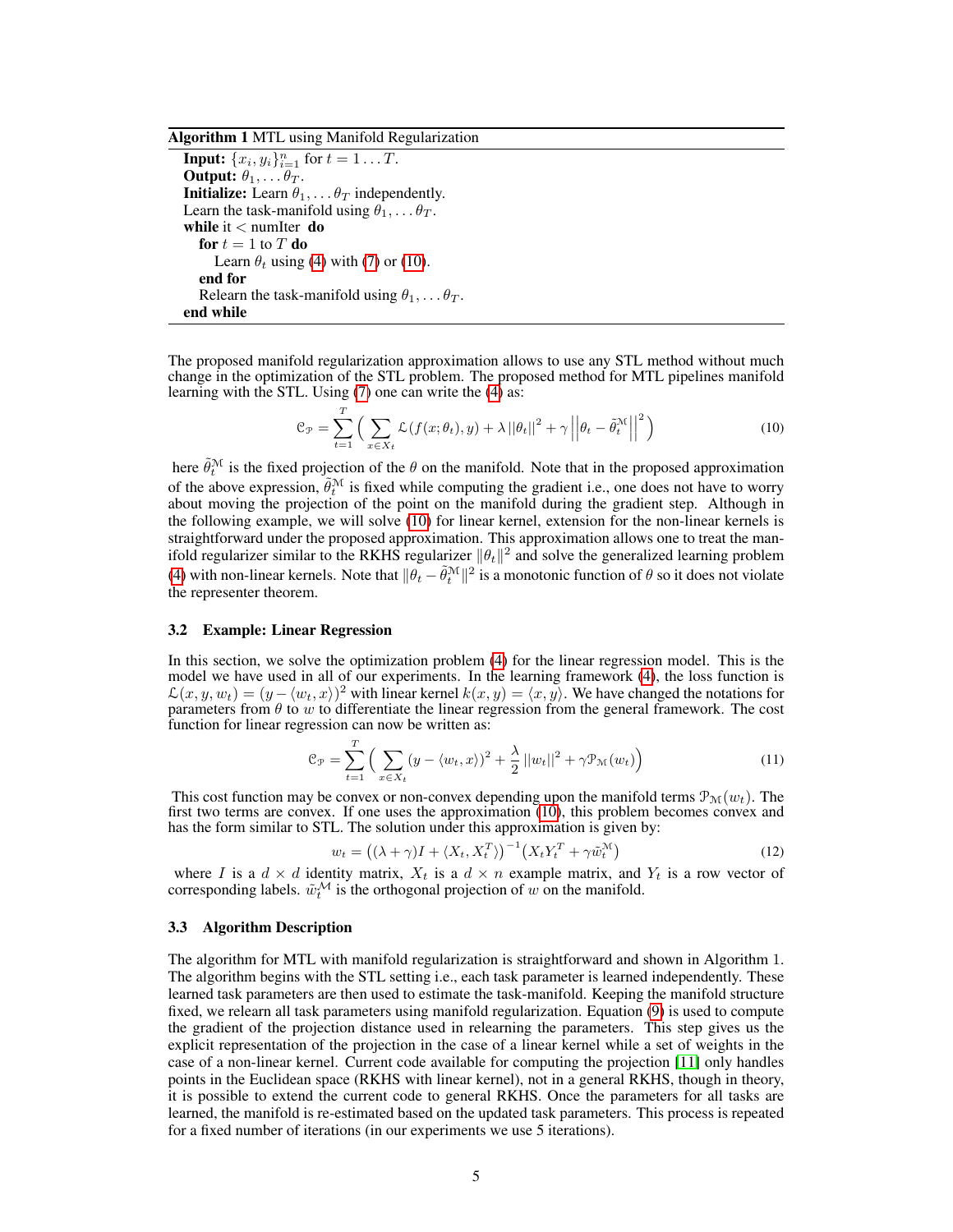**Algorithm 1** MTL using Manifold Regularization

**Input:** $\{x_i, y_i\}_{i=1}^n$ for $t = 1 \ldots T$.
**Output:** $\theta_1, \ldots \theta_T$.
**Initialize:** Learn $\theta_1, \ldots \theta_T$ independently.
Learn the task-manifold using $\theta_1, \ldots \theta_T$.
**while** it $<$ numIter **do**
  **for** $t = 1$ to $T$ **do**
    Learn $\theta_t$ using (4) with (7) or (10).
  **end for**
  Relearn the task-manifold using $\theta_1, \ldots \theta_T$.
**end while**

The proposed manifold regularization approximation allows to use any STL method without much change in the optimization of the STL problem. The proposed method for MTL pipelines manifold learning with the STL. Using (7) one can write the (4) as:

$$\mathcal{C}_{\mathcal{P}} = \sum_{t=1}^{T} \Big( \sum_{x \in X_t} \mathcal{L}(f(x; \theta_t), y) + \lambda \left|\left|\theta_t\right|\right|^2 + \gamma \left|\left|\theta_t - \tilde{\theta}_t^{\mathcal{M}}\right|\right|^2 \Big) \tag{10}$$

here $\tilde{\theta}_t^{\mathcal{M}}$ is the fixed projection of the $\theta$ on the manifold. Note that in the proposed approximation of the above expression, $\tilde{\theta}_t^{\mathcal{M}}$ is fixed while computing the gradient i.e., one does not have to worry about moving the projection of the point on the manifold during the gradient step. Although in the following example, we will solve (10) for linear kernel, extension for the non-linear kernels is straightforward under the proposed approximation. This approximation allows one to treat the manifold regularizer similar to the RKHS regularizer $\|\theta_t\|^2$ and solve the generalized learning problem (4) with non-linear kernels. Note that $\|\theta_t - \tilde{\theta}_t^{\mathcal{M}}\|^2$ is a monotonic function of $\theta$ so it does not violate the representer theorem.

### 3.2 Example: Linear Regression

In this section, we solve the optimization problem (4) for the linear regression model. This is the model we have used in all of our experiments. In the learning framework (4), the loss function is $\mathcal{L}(x, y, w_t) = (y - \langle w_t, x \rangle)^2$ with linear kernel $k(x, y) = \langle x, y \rangle$. We have changed the notations for parameters from $\theta$ to $w$ to differentiate the linear regression from the general framework. The cost function for linear regression can now be written as:

$$\mathcal{C}_{\mathcal{P}} = \sum_{t=1}^{T} \Big( \sum_{x \in X_t} (y - \langle w_t, x \rangle)^2 + \frac{\lambda}{2} \left|\left|w_t\right|\right|^2 + \gamma \mathcal{P}_{\mathcal{M}}(w_t) \Big) \tag{11}$$

This cost function may be convex or non-convex depending upon the manifold terms $\mathcal{P}_{\mathcal{M}}(w_t)$. The first two terms are convex. If one uses the approximation (10), this problem becomes convex and has the form similar to STL. The solution under this approximation is given by:

$$w_t = \big( (\lambda + \gamma) I + \langle X_t, X_t^T \rangle \big)^{-1} \big( X_t Y_t^T + \gamma \tilde{w}_t^{\mathcal{M}} \big) \tag{12}$$

where $I$ is a $d \times d$ identity matrix, $X_t$ is a $d \times n$ example matrix, and $Y_t$ is a row vector of corresponding labels. $\tilde{w}_t^{\mathcal{M}}$ is the orthogonal projection of $w$ on the manifold.

### 3.3 Algorithm Description

The algorithm for MTL with manifold regularization is straightforward and shown in Algorithm 1. The algorithm begins with the STL setting i.e., each task parameter is learned independently. These learned task parameters are then used to estimate the task-manifold. Keeping the manifold structure fixed, we relearn all task parameters using manifold regularization. Equation (9) is used to compute the gradient of the projection distance used in relearning the parameters. This step gives us the explicit representation of the projection in the case of a linear kernel while a set of weights in the case of a non-linear kernel. Current code available for computing the projection [11] only handles points in the Euclidean space (RKHS with linear kernel), not in a general RKHS, though in theory, it is possible to extend the current code to general RKHS. Once the parameters for all tasks are learned, the manifold is re-estimated based on the updated task parameters. This process is repeated for a fixed number of iterations (in our experiments we use 5 iterations).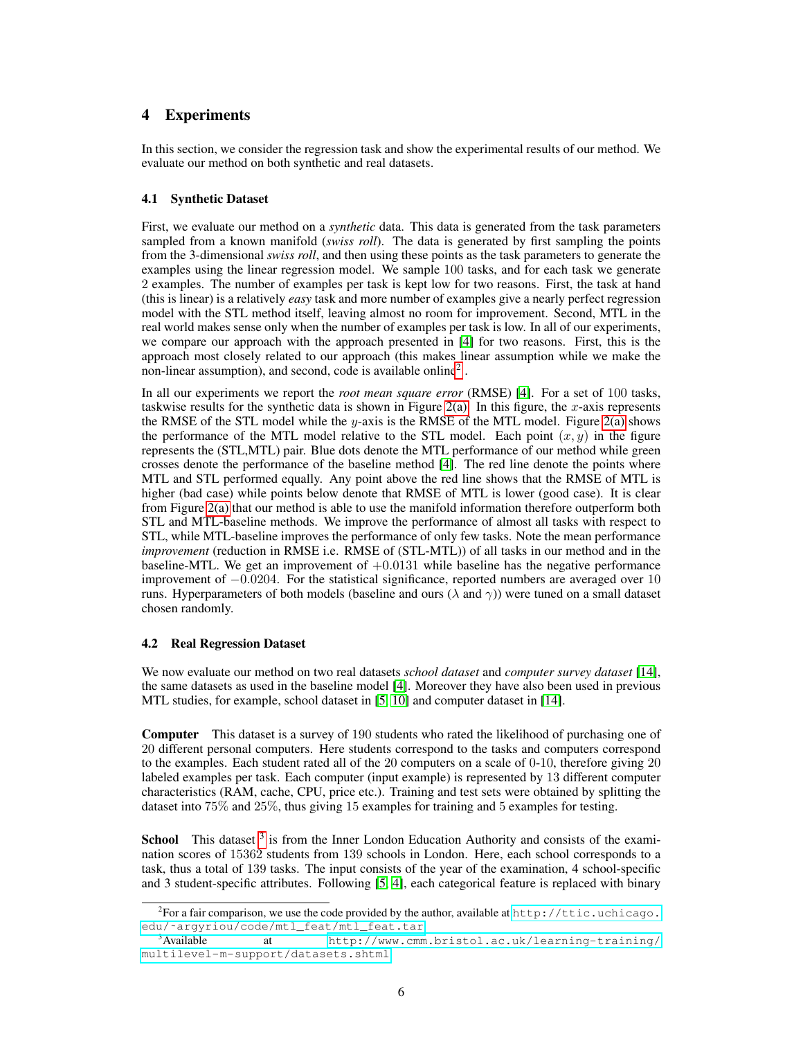## 4 Experiments

In this section, we consider the regression task and show the experimental results of our method. We evaluate our method on both synthetic and real datasets.

### 4.1 Synthetic Dataset

First, we evaluate our method on a *synthetic* data. This data is generated from the task parameters sampled from a known manifold (*swiss roll*). The data is generated by first sampling the points from the 3-dimensional *swiss roll*, and then using these points as the task parameters to generate the examples using the linear regression model. We sample 100 tasks, and for each task we generate 2 examples. The number of examples per task is kept low for two reasons. First, the task at hand (this is linear) is a relatively *easy* task and more number of examples give a nearly perfect regression model with the STL method itself, leaving almost no room for improvement. Second, MTL in the real world makes sense only when the number of examples per task is low. In all of our experiments, we compare our approach with the approach presented in [4] for two reasons. First, this is the approach most closely related to our approach (this makes linear assumption while we make the non-linear assumption), and second, code is available online[2].

In all our experiments we report the *root mean square error* (RMSE) [4]. For a set of 100 tasks, taskwise results for the synthetic data is shown in Figure 2(a). In this figure, the $x$-axis represents the RMSE of the STL model while the $y$-axis is the RMSE of the MTL model. Figure 2(a) shows the performance of the MTL model relative to the STL model. Each point $(x, y)$ in the figure represents the (STL,MTL) pair. Blue dots denote the MTL performance of our method while green crosses denote the performance of the baseline method [4]. The red line denote the points where MTL and STL performed equally. Any point above the red line shows that the RMSE of MTL is higher (bad case) while points below denote that RMSE of MTL is lower (good case). It is clear from Figure 2(a) that our method is able to use the manifold information therefore outperform both STL and MTL-baseline methods. We improve the performance of almost all tasks with respect to STL, while MTL-baseline improves the performance of only few tasks. Note the mean performance *improvement* (reduction in RMSE i.e. RMSE of (STL-MTL)) of all tasks in our method and in the baseline-MTL. We get an improvement of $+0.0131$ while baseline has the negative performance improvement of $-0.0204$. For the statistical significance, reported numbers are averaged over 10 runs. Hyperparameters of both models (baseline and ours ($\lambda$ and $\gamma$)) were tuned on a small dataset chosen randomly.

### 4.2 Real Regression Dataset

We now evaluate our method on two real datasets *school dataset* and *computer survey dataset* [14], the same datasets as used in the baseline model [4]. Moreover they have also been used in previous MTL studies, for example, school dataset in [5, 10] and computer dataset in [14].

**Computer** This dataset is a survey of 190 students who rated the likelihood of purchasing one of 20 different personal computers. Here students correspond to the tasks and computers correspond to the examples. Each student rated all of the 20 computers on a scale of 0-10, therefore giving 20 labeled examples per task. Each computer (input example) is represented by 13 different computer characteristics (RAM, cache, CPU, price etc.). Training and test sets were obtained by splitting the dataset into 75% and 25%, thus giving 15 examples for training and 5 examples for testing.

**School** This dataset [3] is from the Inner London Education Authority and consists of the examination scores of 15362 students from 139 schools in London. Here, each school corresponds to a task, thus a total of 139 tasks. The input consists of the year of the examination, 4 school-specific and 3 student-specific attributes. Following [5, 4], each categorical feature is replaced with binary

---

[2] For a fair comparison, we use the code provided by the author, available at http://ttic.uchicago.edu/~argyriou/code/mtl_feat/mtl_feat.tar

[3] Available at http://www.cmm.bristol.ac.uk/learning-training/multilevel-m-support/datasets.shtml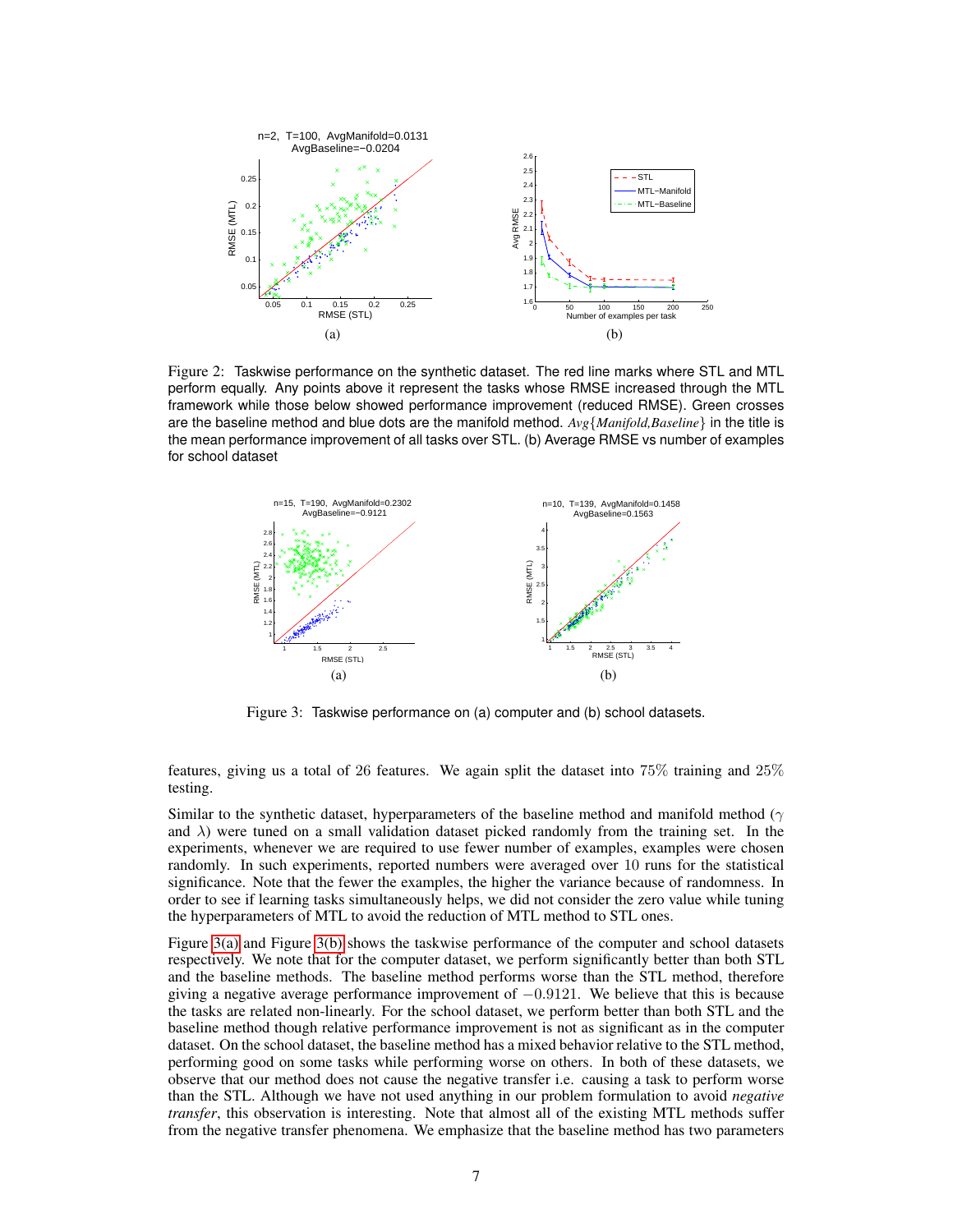Figure 2: Taskwise performance on the synthetic dataset. The red line marks where STL and MTL perform equally. Any points above it represent the tasks whose RMSE increased through the MTL framework while those below showed performance improvement (reduced RMSE). Green crosses are the baseline method and blue dots are the manifold method. $Avg\{Manifold,Baseline\}$ in the title is the mean performance improvement of all tasks over STL. (b) Average RMSE vs number of examples for school dataset

Figure 3: Taskwise performance on (a) computer and (b) school datasets.

features, giving us a total of 26 features. We again split the dataset into 75% training and 25% testing.

Similar to the synthetic dataset, hyperparameters of the baseline method and manifold method ($\gamma$ and $\lambda$) were tuned on a small validation dataset picked randomly from the training set. In the experiments, whenever we are required to use fewer number of examples, examples were chosen randomly. In such experiments, reported numbers were averaged over 10 runs for the statistical significance. Note that the fewer the examples, the higher the variance because of randomness. In order to see if learning tasks simultaneously helps, we did not consider the zero value while tuning the hyperparameters of MTL to avoid the reduction of MTL method to STL ones.

Figure 3(a) and Figure 3(b) shows the taskwise performance of the computer and school datasets respectively. We note that for the computer dataset, we perform significantly better than both STL and the baseline methods. The baseline method performs worse than the STL method, therefore giving a negative average performance improvement of $-0.9121$. We believe that this is because the tasks are related non-linearly. For the school dataset, we perform better than both STL and the baseline method though relative performance improvement is not as significant as in the computer dataset. On the school dataset, the baseline method has a mixed behavior relative to the STL method, performing good on some tasks while performing worse on others. In both of these datasets, we observe that our method does not cause the negative transfer i.e. causing a task to perform worse than the STL. Although we have not used anything in our problem formulation to avoid *negative transfer*, this observation is interesting. Note that almost all of the existing MTL methods suffer from the negative transfer phenomena. We emphasize that the baseline method has two parameters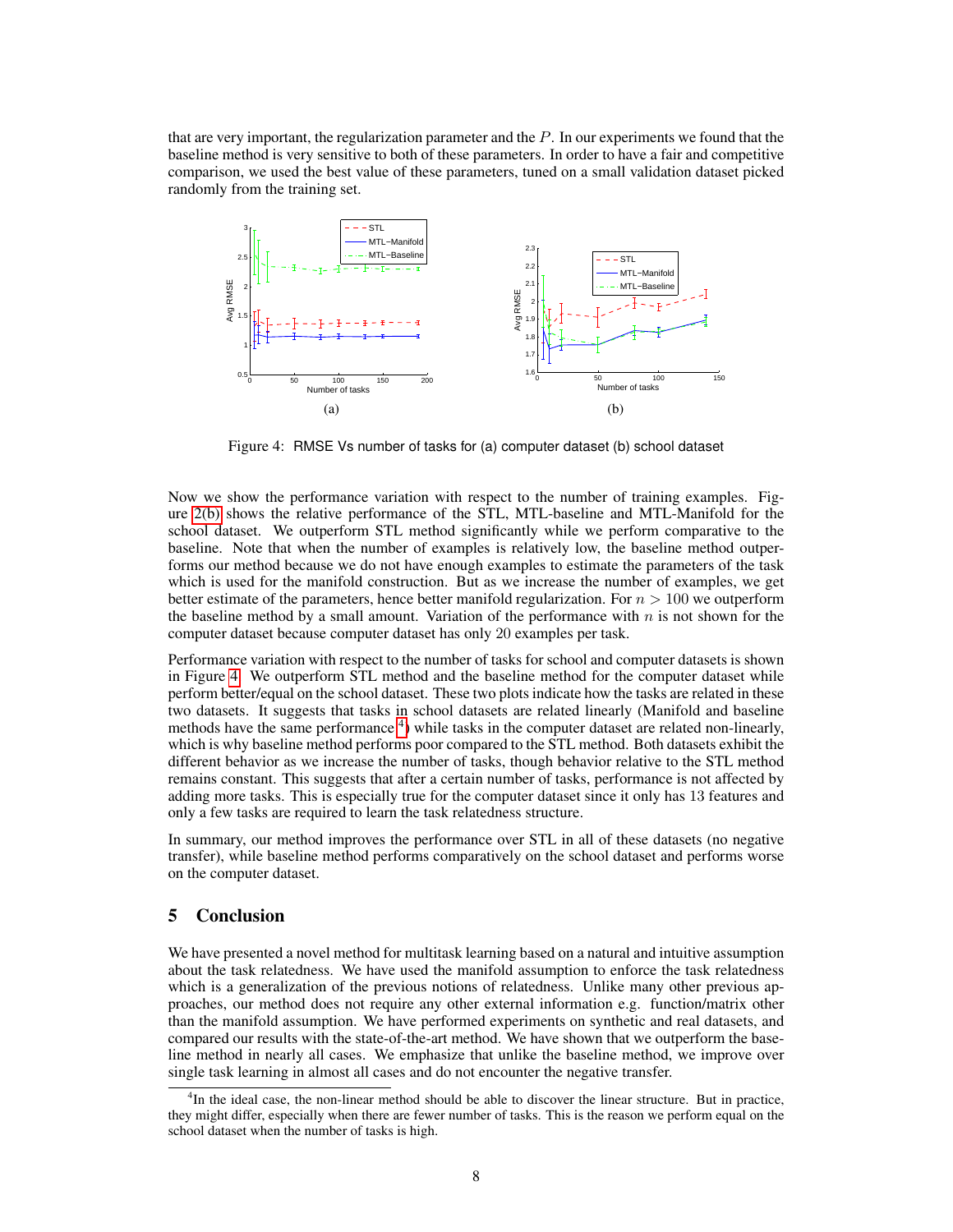that are very important, the regularization parameter and the $P$. In our experiments we found that the baseline method is very sensitive to both of these parameters. In order to have a fair and competitive comparison, we used the best value of these parameters, tuned on a small validation dataset picked randomly from the training set.

(a) (b)

Figure 4: RMSE Vs number of tasks for (a) computer dataset (b) school dataset

Now we show the performance variation with respect to the number of training examples. Figure 2(b) shows the relative performance of the STL, MTL-baseline and MTL-Manifold for the school dataset. We outperform STL method significantly while we perform comparative to the baseline. Note that when the number of examples is relatively low, the baseline method outperforms our method because we do not have enough examples to estimate the parameters of the task which is used for the manifold construction. But as we increase the number of examples, we get better estimate of the parameters, hence better manifold regularization. For $n > 100$ we outperform the baseline method by a small amount. Variation of the performance with $n$ is not shown for the computer dataset because computer dataset has only 20 examples per task.

Performance variation with respect to the number of tasks for school and computer datasets is shown in Figure 4. We outperform STL method and the baseline method for the computer dataset while perform better/equal on the school dataset. These two plots indicate how the tasks are related in these two datasets. It suggests that tasks in school datasets are related linearly (Manifold and baseline methods have the same performance [4]) while tasks in the computer dataset are related non-linearly, which is why baseline method performs poor compared to the STL method. Both datasets exhibit the different behavior as we increase the number of tasks, though behavior relative to the STL method remains constant. This suggests that after a certain number of tasks, performance is not affected by adding more tasks. This is especially true for the computer dataset since it only has 13 features and only a few tasks are required to learn the task relatedness structure.

In summary, our method improves the performance over STL in all of these datasets (no negative transfer), while baseline method performs comparatively on the school dataset and performs worse on the computer dataset.

## 5 Conclusion

We have presented a novel method for multitask learning based on a natural and intuitive assumption about the task relatedness. We have used the manifold assumption to enforce the task relatedness which is a generalization of the previous notions of relatedness. Unlike many other previous approaches, our method does not require any other external information e.g. function/matrix other than the manifold assumption. We have performed experiments on synthetic and real datasets, and compared our results with the state-of-the-art method. We have shown that we outperform the baseline method in nearly all cases. We emphasize that unlike the baseline method, we improve over single task learning in almost all cases and do not encounter the negative transfer.

[4] In the ideal case, the non-linear method should be able to discover the linear structure. But in practice, they might differ, especially when there are fewer number of tasks. This is the reason we perform equal on the school dataset when the number of tasks is high.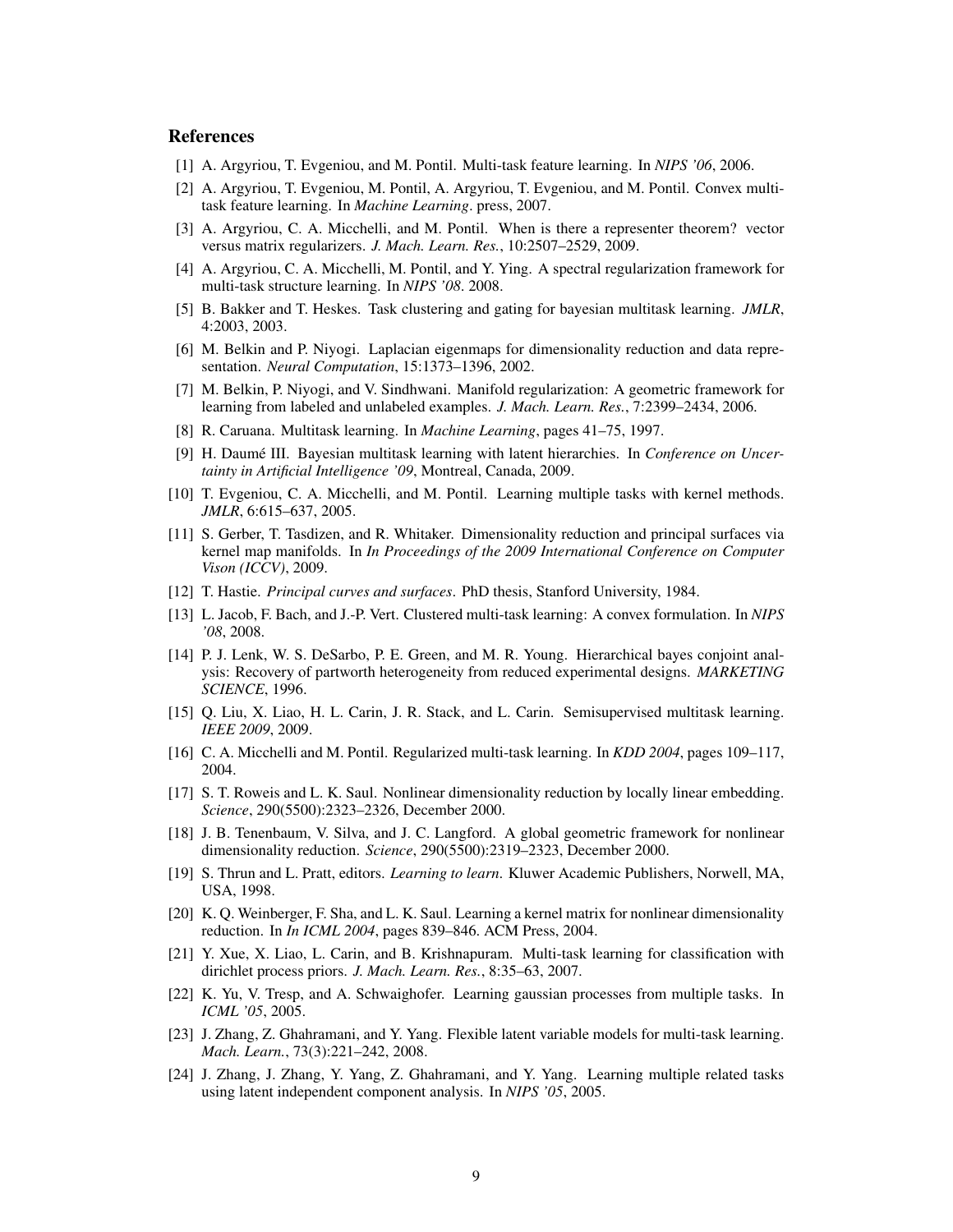## References

[1] A. Argyriou, T. Evgeniou, and M. Pontil. Multi-task feature learning. In *NIPS '06*, 2006.

[2] A. Argyriou, T. Evgeniou, M. Pontil, A. Argyriou, T. Evgeniou, and M. Pontil. Convex multi-task feature learning. In *Machine Learning*. press, 2007.

[3] A. Argyriou, C. A. Micchelli, and M. Pontil. When is there a representer theorem? vector versus matrix regularizers. *J. Mach. Learn. Res.*, 10:2507–2529, 2009.

[4] A. Argyriou, C. A. Micchelli, M. Pontil, and Y. Ying. A spectral regularization framework for multi-task structure learning. In *NIPS '08*. 2008.

[5] B. Bakker and T. Heskes. Task clustering and gating for bayesian multitask learning. *JMLR*, 4:2003, 2003.

[6] M. Belkin and P. Niyogi. Laplacian eigenmaps for dimensionality reduction and data representation. *Neural Computation*, 15:1373–1396, 2002.

[7] M. Belkin, P. Niyogi, and V. Sindhwani. Manifold regularization: A geometric framework for learning from labeled and unlabeled examples. *J. Mach. Learn. Res.*, 7:2399–2434, 2006.

[8] R. Caruana. Multitask learning. In *Machine Learning*, pages 41–75, 1997.

[9] H. Daumé III. Bayesian multitask learning with latent hierarchies. In *Conference on Uncertainty in Artificial Intelligence '09*, Montreal, Canada, 2009.

[10] T. Evgeniou, C. A. Micchelli, and M. Pontil. Learning multiple tasks with kernel methods. *JMLR*, 6:615–637, 2005.

[11] S. Gerber, T. Tasdizen, and R. Whitaker. Dimensionality reduction and principal surfaces via kernel map manifolds. In *In Proceedings of the 2009 International Conference on Computer Vison (ICCV)*, 2009.

[12] T. Hastie. *Principal curves and surfaces*. PhD thesis, Stanford University, 1984.

[13] L. Jacob, F. Bach, and J.-P. Vert. Clustered multi-task learning: A convex formulation. In *NIPS '08*, 2008.

[14] P. J. Lenk, W. S. DeSarbo, P. E. Green, and M. R. Young. Hierarchical bayes conjoint analysis: Recovery of partworth heterogeneity from reduced experimental designs. *MARKETING SCIENCE*, 1996.

[15] Q. Liu, X. Liao, H. L. Carin, J. R. Stack, and L. Carin. Semisupervised multitask learning. *IEEE 2009*, 2009.

[16] C. A. Micchelli and M. Pontil. Regularized multi-task learning. In *KDD 2004*, pages 109–117, 2004.

[17] S. T. Roweis and L. K. Saul. Nonlinear dimensionality reduction by locally linear embedding. *Science*, 290(5500):2323–2326, December 2000.

[18] J. B. Tenenbaum, V. Silva, and J. C. Langford. A global geometric framework for nonlinear dimensionality reduction. *Science*, 290(5500):2319–2323, December 2000.

[19] S. Thrun and L. Pratt, editors. *Learning to learn*. Kluwer Academic Publishers, Norwell, MA, USA, 1998.

[20] K. Q. Weinberger, F. Sha, and L. K. Saul. Learning a kernel matrix for nonlinear dimensionality reduction. In *In ICML 2004*, pages 839–846. ACM Press, 2004.

[21] Y. Xue, X. Liao, L. Carin, and B. Krishnapuram. Multi-task learning for classification with dirichlet process priors. *J. Mach. Learn. Res.*, 8:35–63, 2007.

[22] K. Yu, V. Tresp, and A. Schwaighofer. Learning gaussian processes from multiple tasks. In *ICML '05*, 2005.

[23] J. Zhang, Z. Ghahramani, and Y. Yang. Flexible latent variable models for multi-task learning. *Mach. Learn.*, 73(3):221–242, 2008.

[24] J. Zhang, J. Zhang, Y. Yang, Z. Ghahramani, and Y. Yang. Learning multiple related tasks using latent independent component analysis. In *NIPS '05*, 2005.